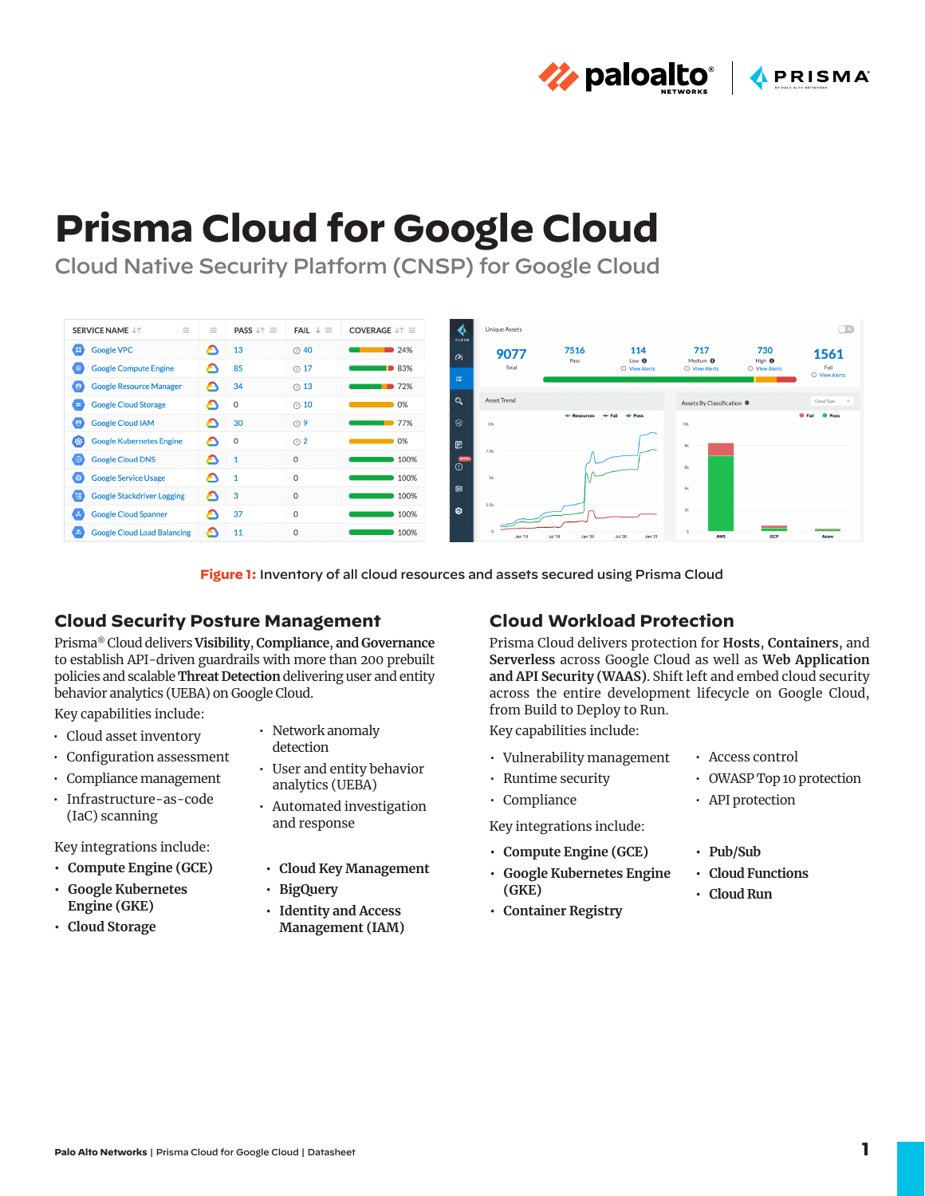# Prisma Cloud for Google Cloud

## Cloud Native Security Platform (CNSP) for Google Cloud

| SERVICE NAME | PASS | FAIL | COVERAGE |
|---|---|---|---|
| Google VPC | 13 | 40 | 24% |
| Google Compute Engine | 85 | 17 | 83% |
| Google Resource Manager | 34 | 13 | 72% |
| Google Cloud Storage | 0 | 10 | 0% |
| Google Cloud IAM | 30 | 9 | 77% |
| Google Kubernetes Engine | 0 | 2 | 0% |
| Google Cloud DNS | 1 | 0 | 100% |
| Google Service Usage | 1 | 0 | 100% |
| Google Stackdriver Logging | 3 | 0 | 100% |
| Google Cloud Spanner | 37 | 0 | 100% |
| Google Cloud Load Balancing | 11 | 0 | 100% |

Unique Assets

9077 Total

7516 Pass

114 Low View Alerts

717 Medium View Alerts

730 High View Alerts

1561 Fail View Alerts

Asset Trend

Resources Fail Pass

Assets By Classification

Fail Pass

AWS GCP Azure

**Figure 1:** Inventory of all cloud resources and assets secured using Prisma Cloud

## Cloud Security Posture Management

Prisma® Cloud delivers **Visibility, Compliance, and Governance** to establish API-driven guardrails with more than 200 prebuilt policies and scalable **Threat Detection** delivering user and entity behavior analytics (UEBA) on Google Cloud.

Key capabilities include:

- Cloud asset inventory
- Configuration assessment
- Compliance management
- Infrastructure-as-code (IaC) scanning
- Network anomaly detection
- User and entity behavior analytics (UEBA)
- Automated investigation and response

Key integrations include:

- **Compute Engine (GCE)**
- **Google Kubernetes Engine (GKE)**
- **Cloud Storage**
- **Cloud Key Management**
- **BigQuery**
- **Identity and Access Management (IAM)**

## Cloud Workload Protection

Prisma Cloud delivers protection for **Hosts**, **Containers**, and **Serverless** across Google Cloud as well as **Web Application and API Security (WAAS)**. Shift left and embed cloud security across the entire development lifecycle on Google Cloud, from Build to Deploy to Run.

Key capabilities include:

- Vulnerability management
- Runtime security
- Compliance
- Access control
- OWASP Top 10 protection
- API protection

Key integrations include:

- **Compute Engine (GCE)**
- **Google Kubernetes Engine (GKE)**
- **Container Registry**
- **Pub/Sub**
- **Cloud Functions**
- **Cloud Run**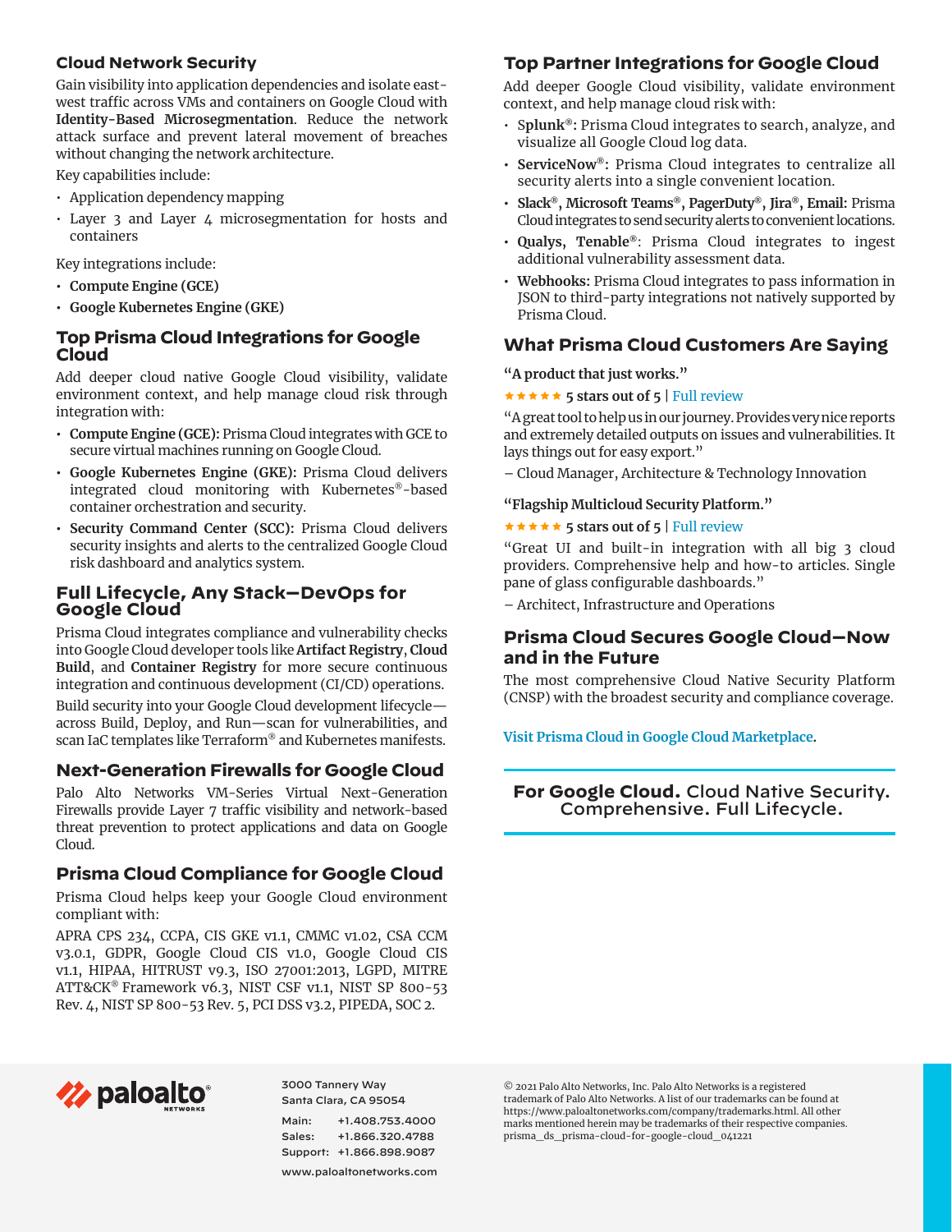## Cloud Network Security

Gain visibility into application dependencies and isolate east-west traffic across VMs and containers on Google Cloud with **Identity-Based Microsegmentation**. Reduce the network attack surface and prevent lateral movement of breaches without changing the network architecture.

Key capabilities include:

- Application dependency mapping
- Layer 3 and Layer 4 microsegmentation for hosts and containers

Key integrations include:

- **Compute Engine (GCE)**
- **Google Kubernetes Engine (GKE)**

## Top Prisma Cloud Integrations for Google Cloud

Add deeper cloud native Google Cloud visibility, validate environment context, and help manage cloud risk through integration with:

- **Compute Engine (GCE):** Prisma Cloud integrates with GCE to secure virtual machines running on Google Cloud.
- **Google Kubernetes Engine (GKE):** Prisma Cloud delivers integrated cloud monitoring with Kubernetes®-based container orchestration and security.
- **Security Command Center (SCC):** Prisma Cloud delivers security insights and alerts to the centralized Google Cloud risk dashboard and analytics system.

## Full Lifecycle, Any Stack—DevOps for Google Cloud

Prisma Cloud integrates compliance and vulnerability checks into Google Cloud developer tools like **Artifact Registry**, **Cloud Build**, and **Container Registry** for more secure continuous integration and continuous development (CI/CD) operations.

Build security into your Google Cloud development lifecycle—across Build, Deploy, and Run—scan for vulnerabilities, and scan IaC templates like Terraform® and Kubernetes manifests.

## Next-Generation Firewalls for Google Cloud

Palo Alto Networks VM-Series Virtual Next-Generation Firewalls provide Layer 7 traffic visibility and network-based threat prevention to protect applications and data on Google Cloud.

## Prisma Cloud Compliance for Google Cloud

Prisma Cloud helps keep your Google Cloud environment compliant with:

APRA CPS 234, CCPA, CIS GKE v1.1, CMMC v1.02, CSA CCM v3.0.1, GDPR, Google Cloud CIS v1.0, Google Cloud CIS v1.1, HIPAA, HITRUST v9.3, ISO 27001:2013, LGPD, MITRE ATT&CK® Framework v6.3, NIST CSF v1.1, NIST SP 800-53 Rev. 4, NIST SP 800-53 Rev. 5, PCI DSS v3.2, PIPEDA, SOC 2.

## Top Partner Integrations for Google Cloud

Add deeper Google Cloud visibility, validate environment context, and help manage cloud risk with:

- **Splunk®:** Prisma Cloud integrates to search, analyze, and visualize all Google Cloud log data.
- **ServiceNow®:** Prisma Cloud integrates to centralize all security alerts into a single convenient location.
- **Slack®, Microsoft Teams®, PagerDuty®, Jira®, Email:** Prisma Cloud integrates to send security alerts to convenient locations.
- **Qualys, Tenable®:** Prisma Cloud integrates to ingest additional vulnerability assessment data.
- **Webhooks:** Prisma Cloud integrates to pass information in JSON to third-party integrations not natively supported by Prisma Cloud.

## What Prisma Cloud Customers Are Saying

**"A product that just works."**

★★★★★ **5 stars out of 5** | Full review

"A great tool to help us in our journey. Provides very nice reports and extremely detailed outputs on issues and vulnerabilities. It lays things out for easy export."

– Cloud Manager, Architecture & Technology Innovation

**"Flagship Multicloud Security Platform."**

★★★★★ **5 stars out of 5** | Full review

"Great UI and built-in integration with all big 3 cloud providers. Comprehensive help and how-to articles. Single pane of glass configurable dashboards."

– Architect, Infrastructure and Operations

## Prisma Cloud Secures Google Cloud—Now and in the Future

The most comprehensive Cloud Native Security Platform (CNSP) with the broadest security and compliance coverage.

Visit Prisma Cloud in Google Cloud Marketplace.

**For Google Cloud.** Cloud Native Security. Comprehensive. Full Lifecycle.

3000 Tannery Way
Santa Clara, CA 95054

Main: +1.408.753.4000
Sales: +1.866.320.4788
Support: +1.866.898.9087

www.paloaltonetworks.com

© 2021 Palo Alto Networks, Inc. Palo Alto Networks is a registered trademark of Palo Alto Networks. A list of our trademarks can be found at https://www.paloaltonetworks.com/company/trademarks.html. All other marks mentioned herein may be trademarks of their respective companies. prisma_ds_prisma-cloud-for-google-cloud_041221